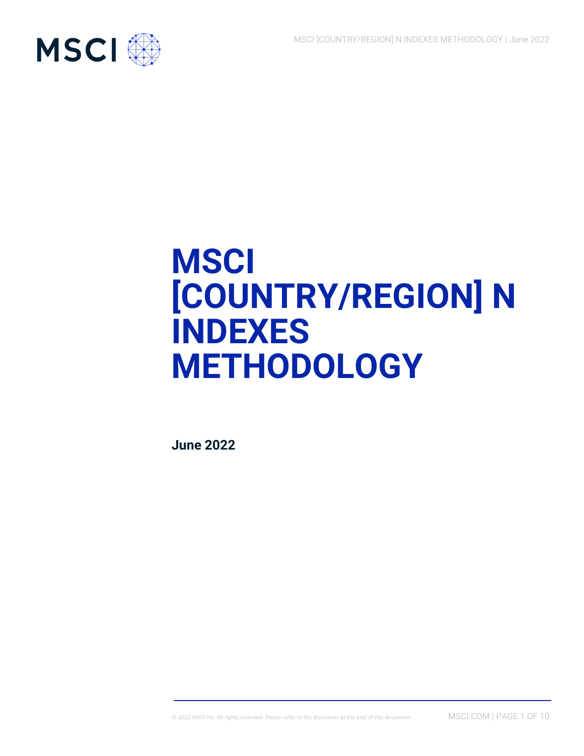# MSCI [COUNTRY/REGION] N INDEXES METHODOLOGY

**June 2022**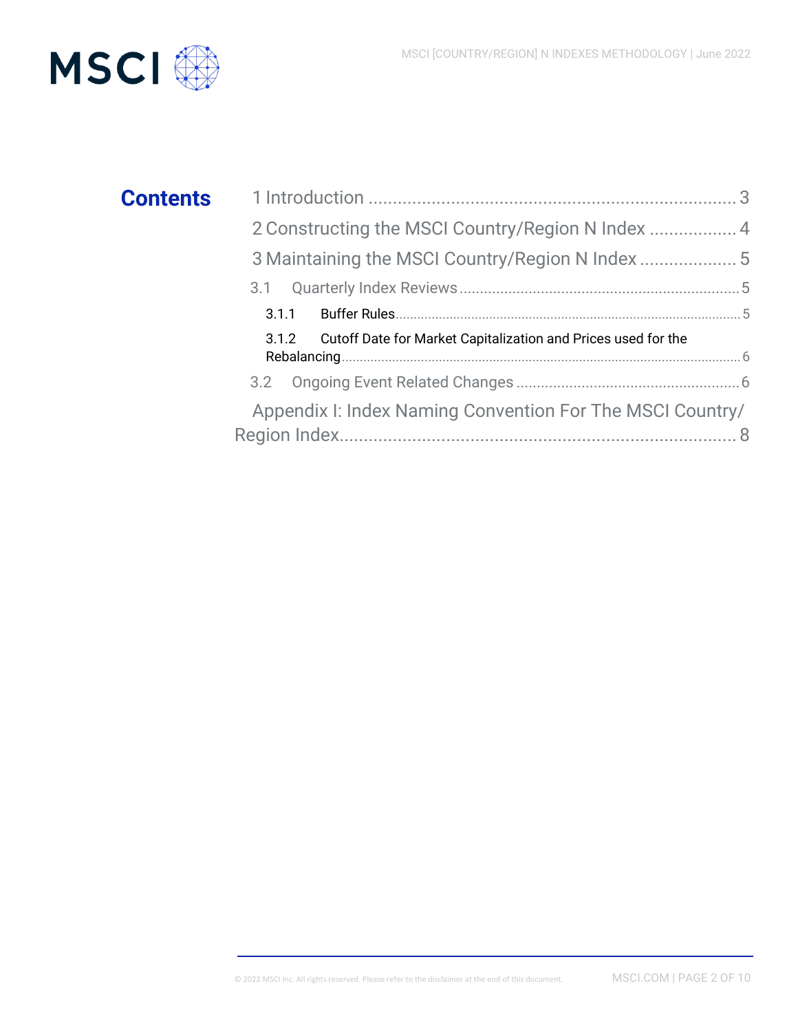# Contents

1 Introduction ........................................................................ 3

2 Constructing the MSCI Country/Region N Index .................. 4

3 Maintaining the MSCI Country/Region N Index .................... 5

3.1 Quarterly Index Reviews ........................................................ 5

3.1.1 Buffer Rules ........................................................................ 5

3.1.2 Cutoff Date for Market Capitalization and Prices used for the Rebalancing ........................................................................ 6

3.2 Ongoing Event Related Changes ............................................ 6

Appendix I: Index Naming Convention For The MSCI Country/ Region Index ........................................................................ 8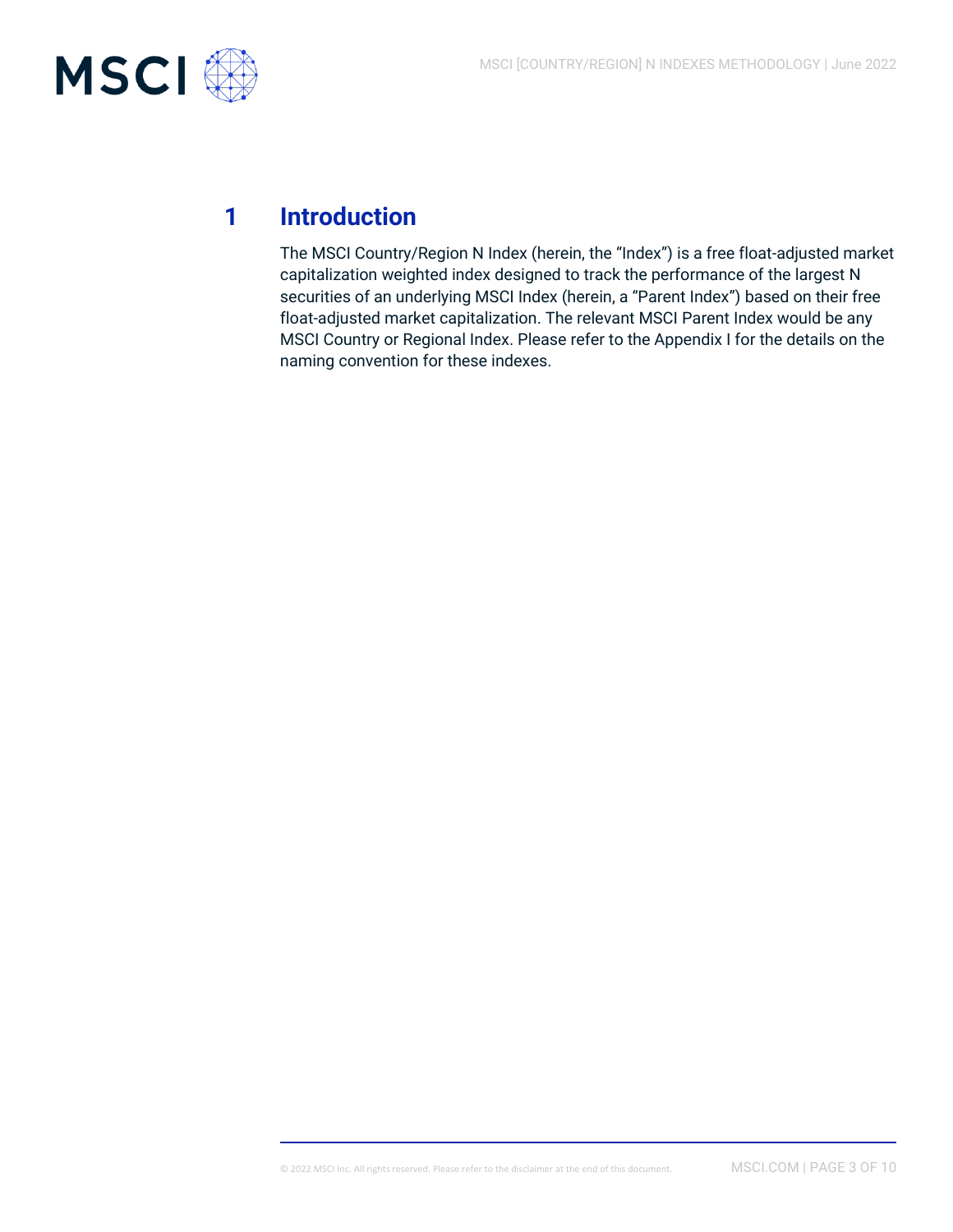# 1 Introduction

The MSCI Country/Region N Index (herein, the "Index") is a free float-adjusted market capitalization weighted index designed to track the performance of the largest N securities of an underlying MSCI Index (herein, a "Parent Index") based on their free float-adjusted market capitalization. The relevant MSCI Parent Index would be any MSCI Country or Regional Index. Please refer to the Appendix I for the details on the naming convention for these indexes.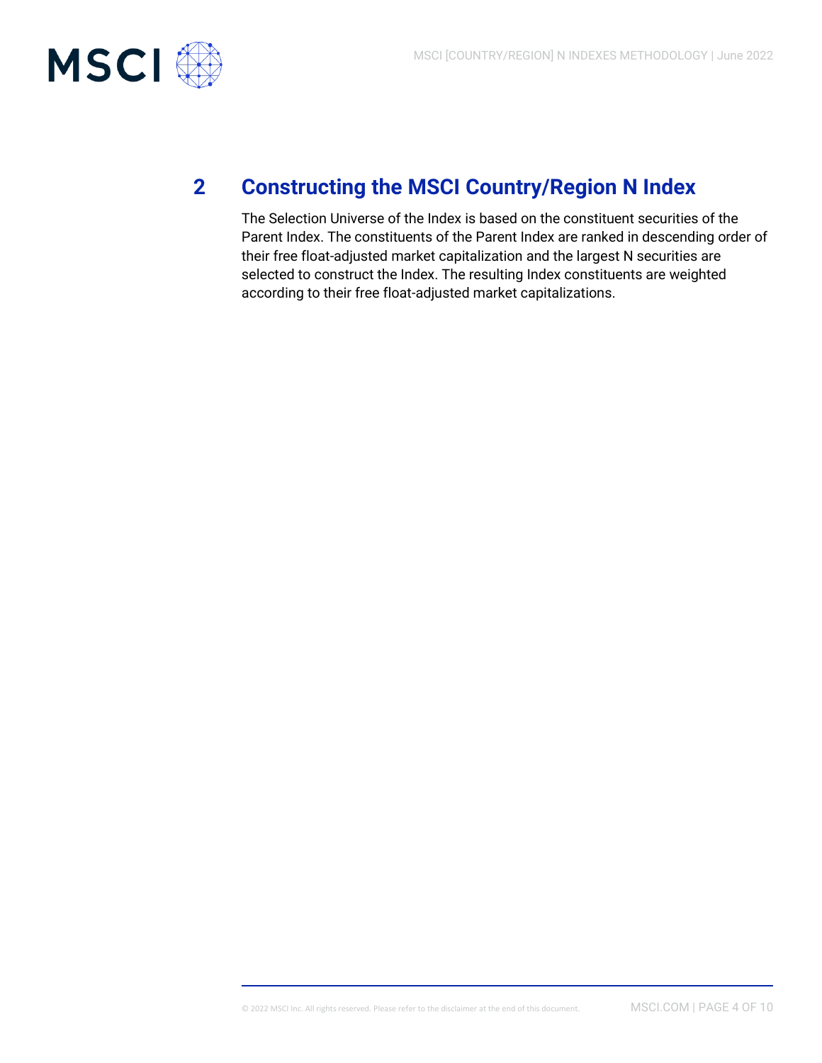## 2 Constructing the MSCI Country/Region N Index

The Selection Universe of the Index is based on the constituent securities of the Parent Index. The constituents of the Parent Index are ranked in descending order of their free float-adjusted market capitalization and the largest N securities are selected to construct the Index. The resulting Index constituents are weighted according to their free float-adjusted market capitalizations.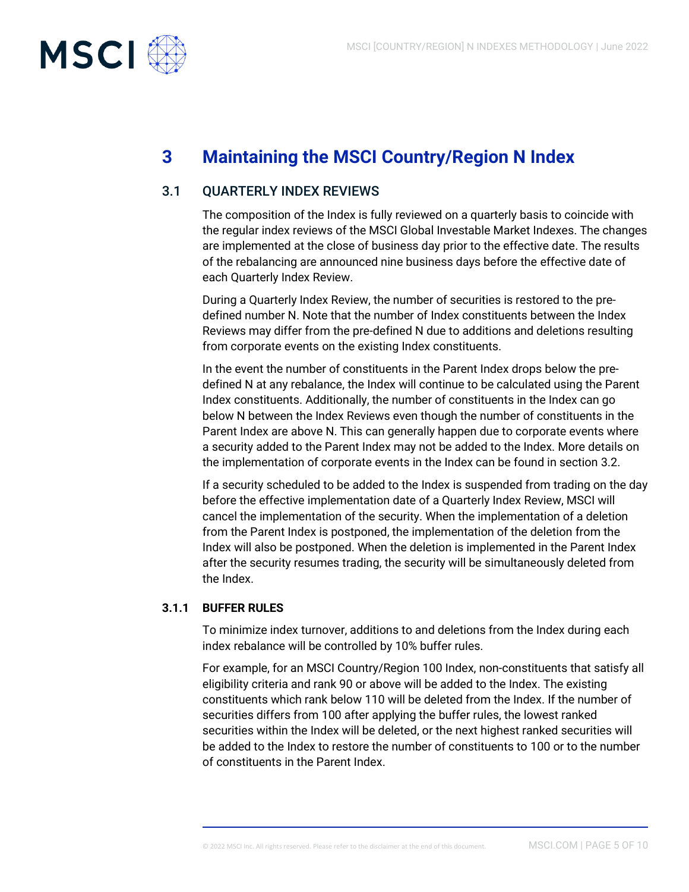# 3 Maintaining the MSCI Country/Region N Index

## 3.1 QUARTERLY INDEX REVIEWS

The composition of the Index is fully reviewed on a quarterly basis to coincide with the regular index reviews of the MSCI Global Investable Market Indexes. The changes are implemented at the close of business day prior to the effective date. The results of the rebalancing are announced nine business days before the effective date of each Quarterly Index Review.

During a Quarterly Index Review, the number of securities is restored to the pre-defined number N. Note that the number of Index constituents between the Index Reviews may differ from the pre-defined N due to additions and deletions resulting from corporate events on the existing Index constituents.

In the event the number of constituents in the Parent Index drops below the pre-defined N at any rebalance, the Index will continue to be calculated using the Parent Index constituents. Additionally, the number of constituents in the Index can go below N between the Index Reviews even though the number of constituents in the Parent Index are above N. This can generally happen due to corporate events where a security added to the Parent Index may not be added to the Index. More details on the implementation of corporate events in the Index can be found in section 3.2.

If a security scheduled to be added to the Index is suspended from trading on the day before the effective implementation date of a Quarterly Index Review, MSCI will cancel the implementation of the security. When the implementation of a deletion from the Parent Index is postponed, the implementation of the deletion from the Index will also be postponed. When the deletion is implemented in the Parent Index after the security resumes trading, the security will be simultaneously deleted from the Index.

### 3.1.1 BUFFER RULES

To minimize index turnover, additions to and deletions from the Index during each index rebalance will be controlled by 10% buffer rules.

For example, for an MSCI Country/Region 100 Index, non-constituents that satisfy all eligibility criteria and rank 90 or above will be added to the Index. The existing constituents which rank below 110 will be deleted from the Index. If the number of securities differs from 100 after applying the buffer rules, the lowest ranked securities within the Index will be deleted, or the next highest ranked securities will be added to the Index to restore the number of constituents to 100 or to the number of constituents in the Parent Index.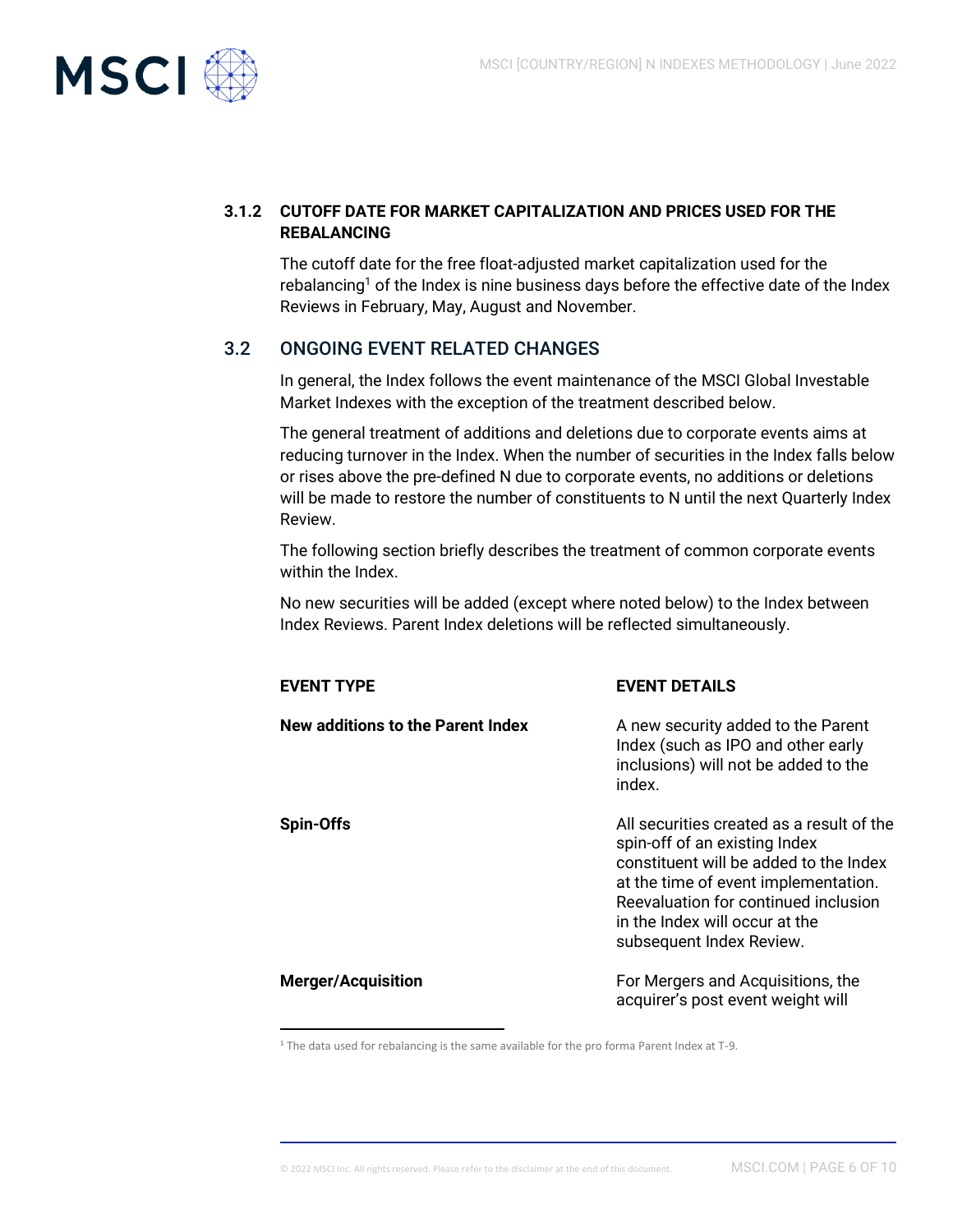### 3.1.2 CUTOFF DATE FOR MARKET CAPITALIZATION AND PRICES USED FOR THE REBALANCING

The cutoff date for the free float-adjusted market capitalization used for the rebalancing[1] of the Index is nine business days before the effective date of the Index Reviews in February, May, August and November.

## 3.2 ONGOING EVENT RELATED CHANGES

In general, the Index follows the event maintenance of the MSCI Global Investable Market Indexes with the exception of the treatment described below.

The general treatment of additions and deletions due to corporate events aims at reducing turnover in the Index. When the number of securities in the Index falls below or rises above the pre-defined N due to corporate events, no additions or deletions will be made to restore the number of constituents to N until the next Quarterly Index Review.

The following section briefly describes the treatment of common corporate events within the Index.

No new securities will be added (except where noted below) to the Index between Index Reviews. Parent Index deletions will be reflected simultaneously.

| EVENT TYPE | EVENT DETAILS |
|---|---|
| **New additions to the Parent Index** | A new security added to the Parent Index (such as IPO and other early inclusions) will not be added to the index. |
| **Spin-Offs** | All securities created as a result of the spin-off of an existing Index constituent will be added to the Index at the time of event implementation. Reevaluation for continued inclusion in the Index will occur at the subsequent Index Review. |
| **Merger/Acquisition** | For Mergers and Acquisitions, the acquirer's post event weight will |

[1] The data used for rebalancing is the same available for the pro forma Parent Index at T-9.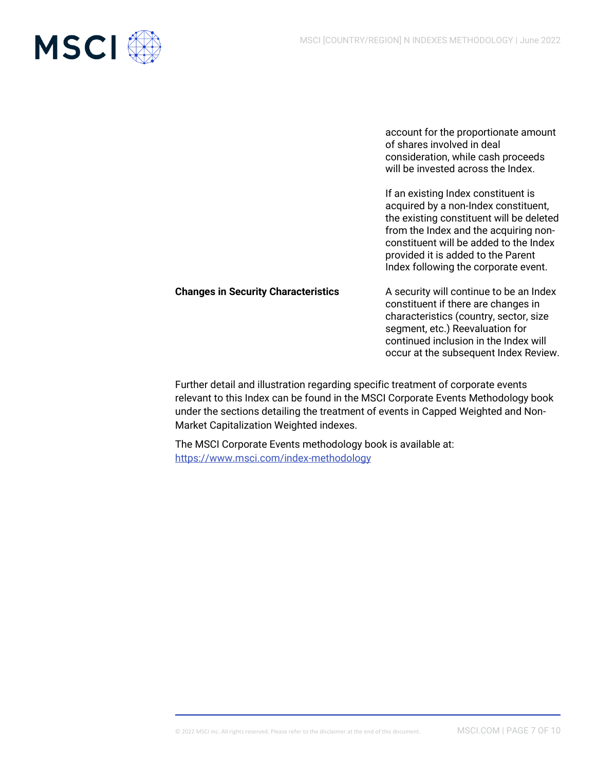| | |
|---|---|
| | account for the proportionate amount of shares involved in deal consideration, while cash proceeds will be invested across the Index.<br><br>If an existing Index constituent is acquired by a non-Index constituent, the existing constituent will be deleted from the Index and the acquiring non-constituent will be added to the Index provided it is added to the Parent Index following the corporate event. |
| **Changes in Security Characteristics** | A security will continue to be an Index constituent if there are changes in characteristics (country, sector, size segment, etc.) Reevaluation for continued inclusion in the Index will occur at the subsequent Index Review. |

Further detail and illustration regarding specific treatment of corporate events relevant to this Index can be found in the MSCI Corporate Events Methodology book under the sections detailing the treatment of events in Capped Weighted and Non-Market Capitalization Weighted indexes.

The MSCI Corporate Events methodology book is available at:
[https://www.msci.com/index-methodology](https://www.msci.com/index-methodology)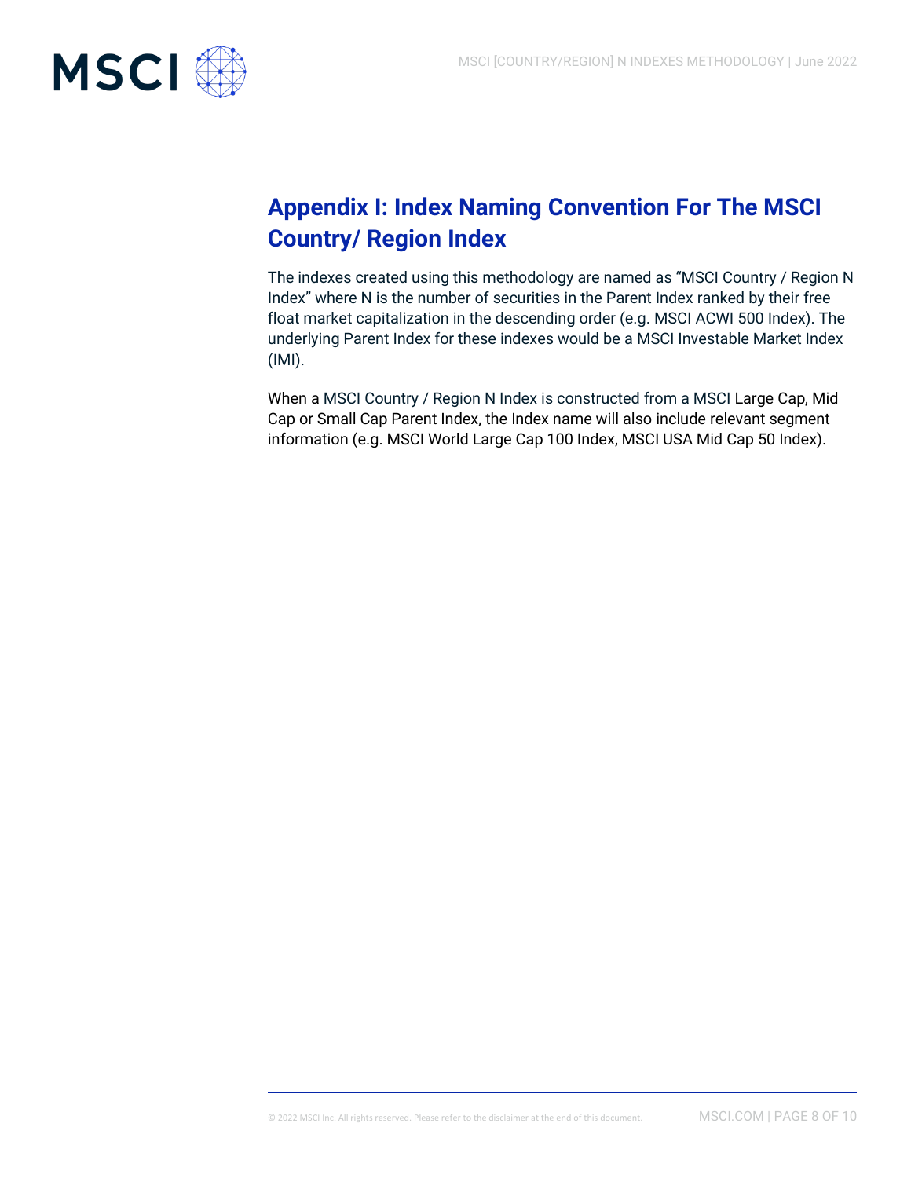# Appendix I: Index Naming Convention For The MSCI Country/ Region Index

The indexes created using this methodology are named as “MSCI Country / Region N Index” where N is the number of securities in the Parent Index ranked by their free float market capitalization in the descending order (e.g. MSCI ACWI 500 Index). The underlying Parent Index for these indexes would be a MSCI Investable Market Index (IMI).

When a MSCI Country / Region N Index is constructed from a MSCI Large Cap, Mid Cap or Small Cap Parent Index, the Index name will also include relevant segment information (e.g. MSCI World Large Cap 100 Index, MSCI USA Mid Cap 50 Index).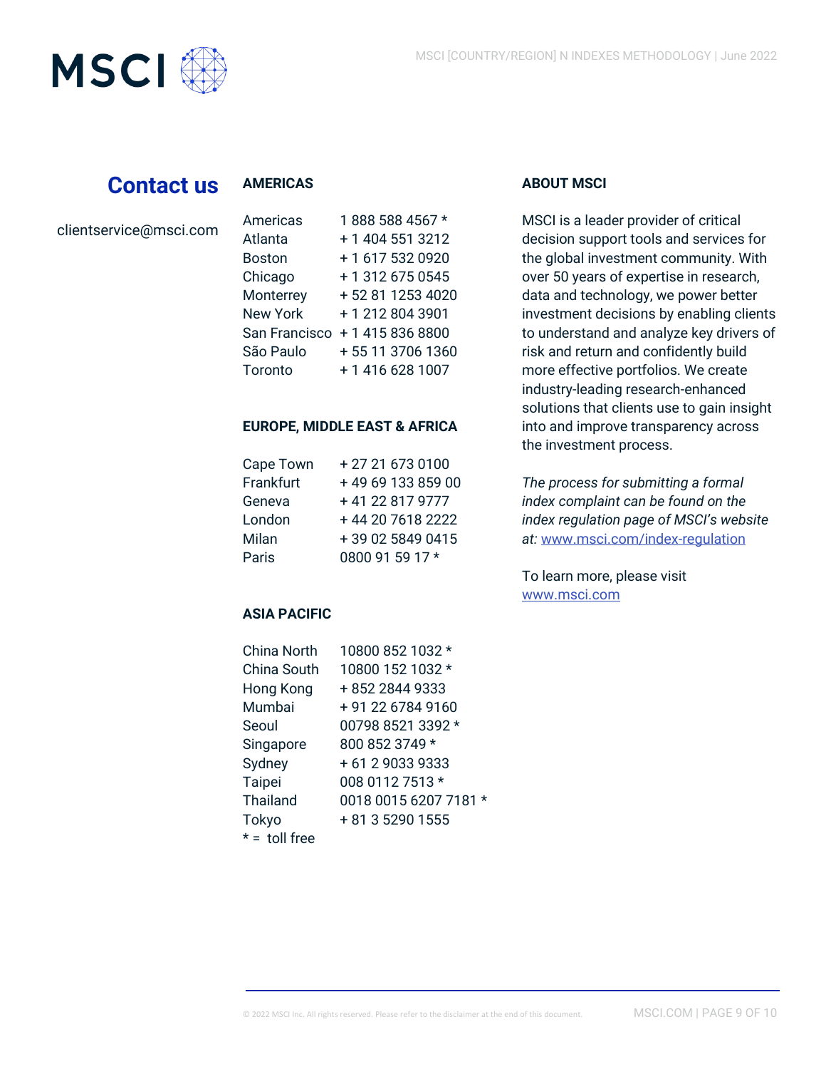## Contact us

clientservice@msci.com

### AMERICAS

| | |
|---|---|
| Americas | 1 888 588 4567 * |
| Atlanta | + 1 404 551 3212 |
| Boston | + 1 617 532 0920 |
| Chicago | + 1 312 675 0545 |
| Monterrey | + 52 81 1253 4020 |
| New York | + 1 212 804 3901 |
| San Francisco | + 1 415 836 8800 |
| São Paulo | + 55 11 3706 1360 |
| Toronto | + 1 416 628 1007 |

### EUROPE, MIDDLE EAST & AFRICA

| | |
|---|---|
| Cape Town | + 27 21 673 0100 |
| Frankfurt | + 49 69 133 859 00 |
| Geneva | + 41 22 817 9777 |
| London | + 44 20 7618 2222 |
| Milan | + 39 02 5849 0415 |
| Paris | 0800 91 59 17 * |

### ASIA PACIFIC

| | |
|---|---|
| China North | 10800 852 1032 * |
| China South | 10800 152 1032 * |
| Hong Kong | + 852 2844 9333 |
| Mumbai | + 91 22 6784 9160 |
| Seoul | 00798 8521 3392 * |
| Singapore | 800 852 3749 * |
| Sydney | + 61 2 9033 9333 |
| Taipei | 008 0112 7513 * |
| Thailand | 0018 0015 6207 7181 * |
| Tokyo | + 81 3 5290 1555 |

* = toll free

### ABOUT MSCI

MSCI is a leader provider of critical decision support tools and services for the global investment community. With over 50 years of expertise in research, data and technology, we power better investment decisions by enabling clients to understand and analyze key drivers of risk and return and confidently build more effective portfolios. We create industry-leading research-enhanced solutions that clients use to gain insight into and improve transparency across the investment process.

*The process for submitting a formal index complaint can be found on the index regulation page of MSCI's website at:* www.msci.com/index-regulation

To learn more, please visit www.msci.com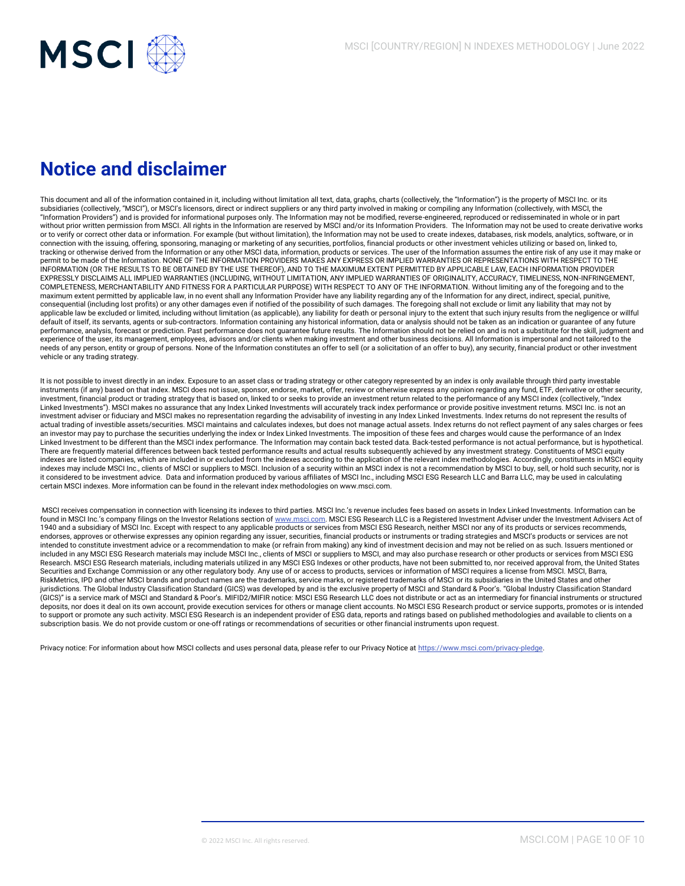# Notice and disclaimer

This document and all of the information contained in it, including without limitation all text, data, graphs, charts (collectively, the "Information") is the property of MSCI Inc. or its subsidiaries (collectively, "MSCI"), or MSCI's licensors, direct or indirect suppliers or any third party involved in making or compiling any Information (collectively, with MSCI, the "Information Providers") and is provided for informational purposes only. The Information may not be modified, reverse-engineered, reproduced or redisseminated in whole or in part without prior written permission from MSCI. All rights in the Information are reserved by MSCI and/or its Information Providers. The Information may not be used to create derivative works or to verify or correct other data or information. For example (but without limitation), the Information may not be used to create indexes, databases, risk models, analytics, software, or in connection with the issuing, offering, sponsoring, managing or marketing of any securities, portfolios, financial products or other investment vehicles utilizing or based on, linked to, tracking or otherwise derived from the Information or any other MSCI data, information, products or services. The user of the Information assumes the entire risk of any use it may make or permit to be made of the Information. NONE OF THE INFORMATION PROVIDERS MAKES ANY EXPRESS OR IMPLIED WARRANTIES OR REPRESENTATIONS WITH RESPECT TO THE INFORMATION (OR THE RESULTS TO BE OBTAINED BY THE USE THEREOF), AND TO THE MAXIMUM EXTENT PERMITTED BY APPLICABLE LAW, EACH INFORMATION PROVIDER EXPRESSLY DISCLAIMS ALL IMPLIED WARRANTIES (INCLUDING, WITHOUT LIMITATION, ANY IMPLIED WARRANTIES OF ORIGINALITY, ACCURACY, TIMELINESS, NON-INFRINGEMENT, COMPLETENESS, MERCHANTABILITY AND FITNESS FOR A PARTICULAR PURPOSE) WITH RESPECT TO ANY OF THE INFORMATION. Without limiting any of the foregoing and to the maximum extent permitted by applicable law, in no event shall any Information Provider have any liability regarding any of the Information for any direct, indirect, special, punitive, consequential (including lost profits) or any other damages even if notified of the possibility of such damages. The foregoing shall not exclude or limit any liability that may not by applicable law be excluded or limited, including without limitation (as applicable), any liability for death or personal injury to the extent that such injury results from the negligence or willful default of itself, its servants, agents or sub-contractors. Information containing any historical information, data or analysis should not be taken as an indication or guarantee of any future performance, analysis, forecast or prediction. Past performance does not guarantee future results. The Information should not be relied on and is not a substitute for the skill, judgment and experience of the user, its management, employees, advisors and/or clients when making investment and other business decisions. All Information is impersonal and not tailored to the needs of any person, entity or group of persons. None of the Information constitutes an offer to sell (or a solicitation of an offer to buy), any security, financial product or other investment vehicle or any trading strategy.

It is not possible to invest directly in an index. Exposure to an asset class or trading strategy or other category represented by an index is only available through third party investable instruments (if any) based on that index. MSCI does not issue, sponsor, endorse, market, offer, review or otherwise express any opinion regarding any fund, ETF, derivative or other security, investment, financial product or trading strategy that is based on, linked to or seeks to provide an investment return related to the performance of any MSCI index (collectively, "Index Linked Investments"). MSCI makes no assurance that any Index Linked Investments will accurately track index performance or provide positive investment returns. MSCI Inc. is not an investment adviser or fiduciary and MSCI makes no representation regarding the advisability of investing in any Index Linked Investments. Index returns do not represent the results of actual trading of investible assets/securities. MSCI maintains and calculates indexes, but does not manage actual assets. Index returns do not reflect payment of any sales charges or fees an investor may pay to purchase the securities underlying the index or Index Linked Investments. The imposition of these fees and charges would cause the performance of an Index Linked Investment to be different than the MSCI index performance. The Information may contain back tested data. Back-tested performance is not actual performance, but is hypothetical. There are frequently material differences between back tested performance results and actual results subsequently achieved by any investment strategy. Constituents of MSCI equity indexes are listed companies, which are included in or excluded from the indexes according to the application of the relevant index methodologies. Accordingly, constituents in MSCI equity indexes may include MSCI Inc., clients of MSCI or suppliers to MSCI. Inclusion of a security within an MSCI index is not a recommendation by MSCI to buy, sell, or hold such security, nor is it considered to be investment advice. Data and information produced by various affiliates of MSCI Inc., including MSCI ESG Research LLC and Barra LLC, may be used in calculating certain MSCI indexes. More information can be found in the relevant index methodologies on www.msci.com.

MSCI receives compensation in connection with licensing its indexes to third parties. MSCI Inc.'s revenue includes fees based on assets in Index Linked Investments. Information can be found in MSCI Inc.'s company filings on the Investor Relations section of www.msci.com. MSCI ESG Research LLC is a Registered Investment Adviser under the Investment Advisers Act of 1940 and a subsidiary of MSCI Inc. Except with respect to any applicable products or services from MSCI ESG Research, neither MSCI nor any of its products or services recommends, endorses, approves or otherwise expresses any opinion regarding any issuer, securities, financial products or instruments or trading strategies and MSCI's products or services are not intended to constitute investment advice or a recommendation to make (or refrain from making) any kind of investment decision and may not be relied on as such. Issuers mentioned or included in any MSCI ESG Research materials may include MSCI Inc., clients of MSCI or suppliers to MSCI, and may also purchase research or other products or services from MSCI ESG Research. MSCI ESG Research materials, including materials utilized in any MSCI ESG Indexes or other products, have not been submitted to, nor received approval from, the United States Securities and Exchange Commission or any other regulatory body. Any use of or access to products, services or information of MSCI requires a license from MSCI. MSCI, Barra, RiskMetrics, IPD and other MSCI brands and product names are the trademarks, service marks, or registered trademarks of MSCI or its subsidiaries in the United States and other jurisdictions. The Global Industry Classification Standard (GICS) was developed by and is the exclusive property of MSCI and Standard & Poor's. "Global Industry Classification Standard (GICS)" is a service mark of MSCI and Standard & Poor's. MIFID2/MIFIR notice: MSCI ESG Research LLC does not distribute or act as an intermediary for financial instruments or structured deposits, nor does it deal on its own account, provide execution services for others or manage client accounts. No MSCI ESG Research product or service supports, promotes or is intended to support or promote any such activity. MSCI ESG Research is an independent provider of ESG data, reports and ratings based on published methodologies and available to clients on a subscription basis. We do not provide custom or one-off ratings or recommendations of securities or other financial instruments upon request.

Privacy notice: For information about how MSCI collects and uses personal data, please refer to our Privacy Notice at https://www.msci.com/privacy-pledge.